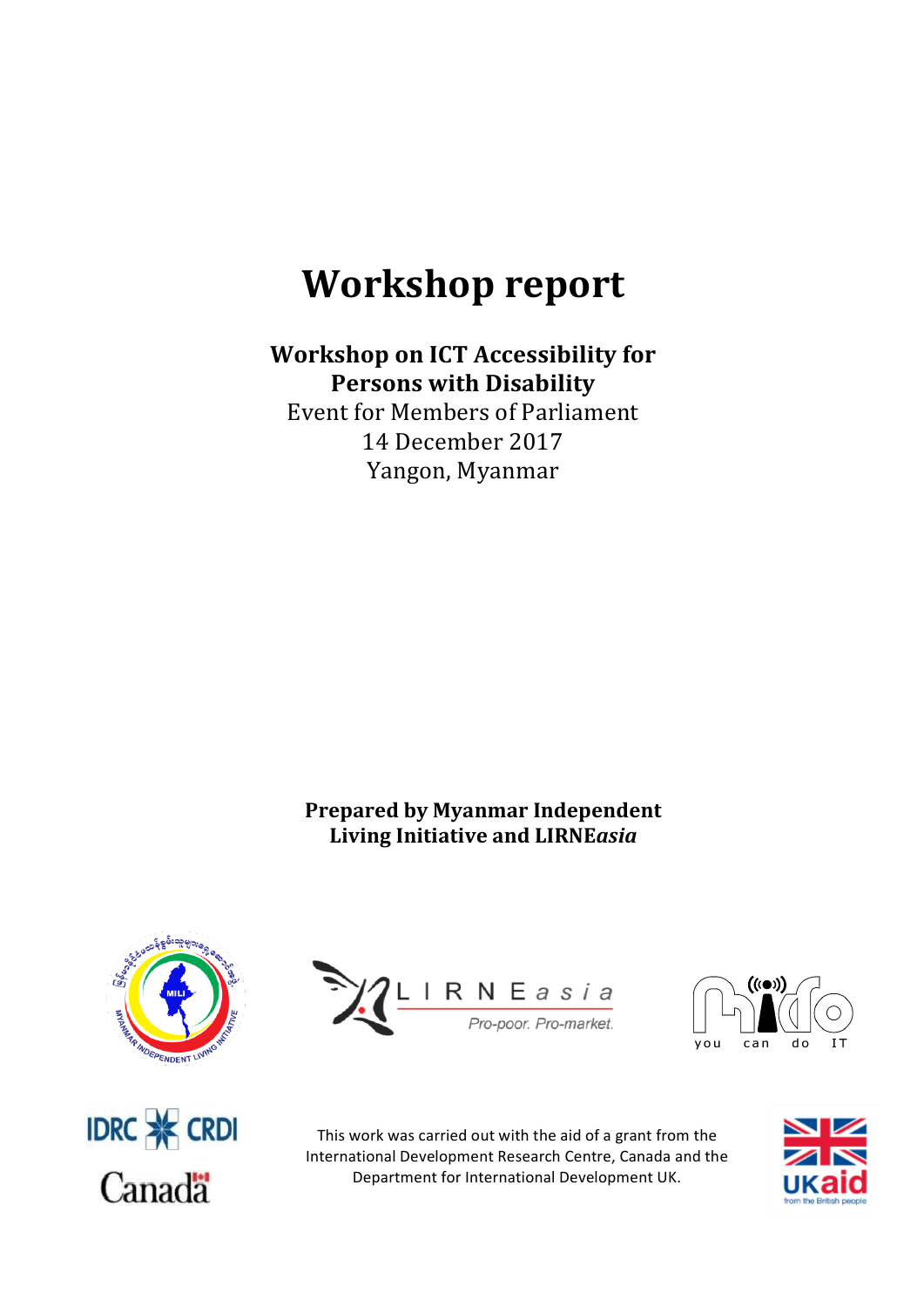# Workshop report

**Workshop on ICT Accessibility for Persons with Disability**

Event for Members of Parliament
14 December 2017
Yangon, Myanmar

**Prepared by Myanmar Independent Living Initiative and LIRNE*asia***

This work was carried out with the aid of a grant from the International Development Research Centre, Canada and the Department for International Development UK.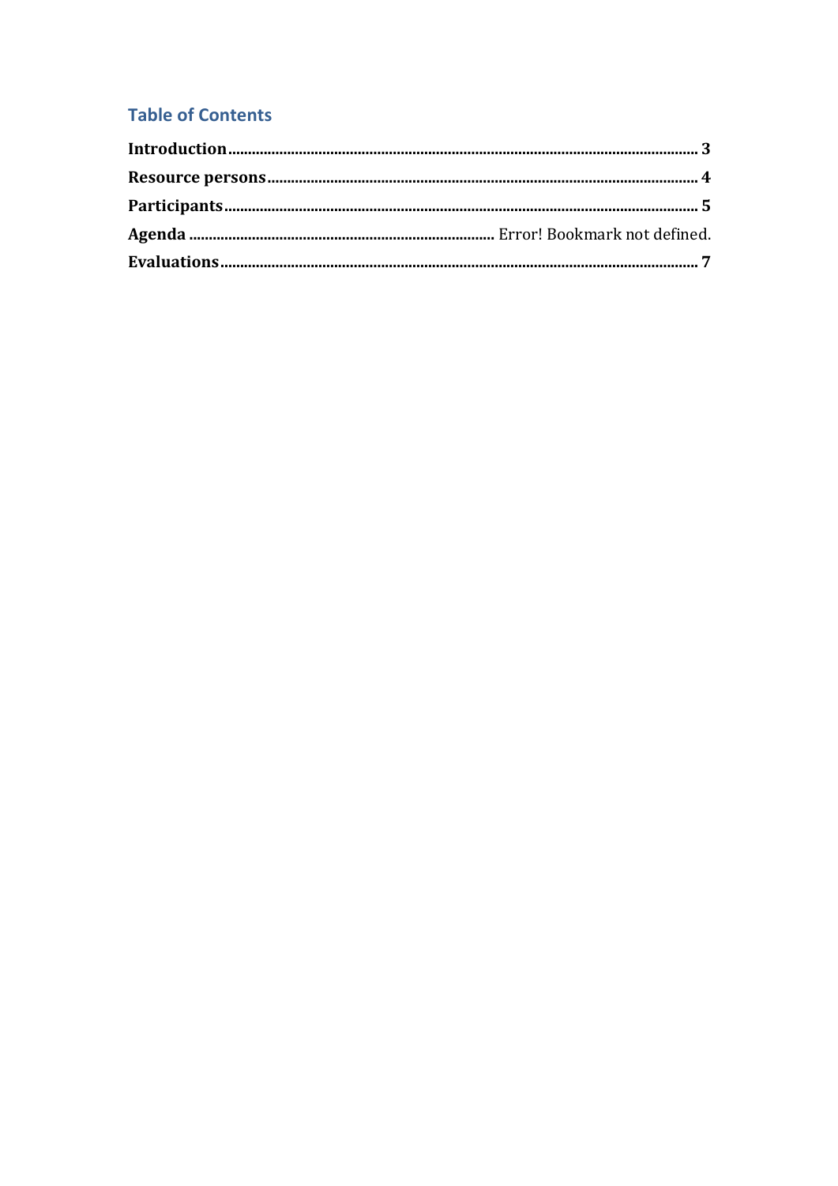## Table of Contents

**Introduction** ........................................................................................................................ **3**

**Resource persons** .................................................................................................................. **4**

**Participants** ........................................................................................................................... **5**

**Agenda** ............................................................................ Error! Bookmark not defined.

**Evaluations** ........................................................................................................................... **7**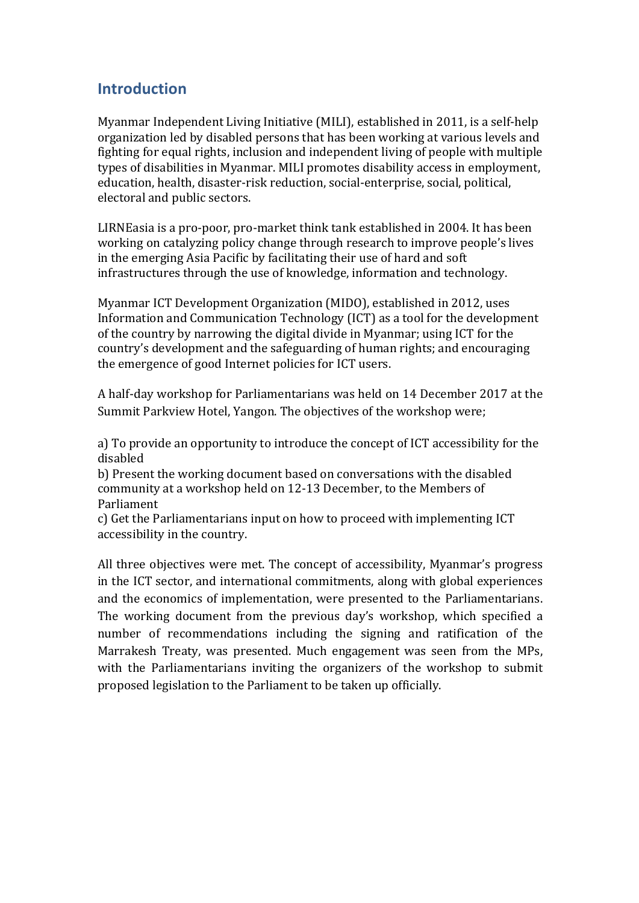## Introduction

Myanmar Independent Living Initiative (MILI), established in 2011, is a self-help organization led by disabled persons that has been working at various levels and fighting for equal rights, inclusion and independent living of people with multiple types of disabilities in Myanmar. MILI promotes disability access in employment, education, health, disaster-risk reduction, social-enterprise, social, political, electoral and public sectors.

LIRNEasia is a pro-poor, pro-market think tank established in 2004. It has been working on catalyzing policy change through research to improve people's lives in the emerging Asia Pacific by facilitating their use of hard and soft infrastructures through the use of knowledge, information and technology.

Myanmar ICT Development Organization (MIDO), established in 2012, uses Information and Communication Technology (ICT) as a tool for the development of the country by narrowing the digital divide in Myanmar; using ICT for the country's development and the safeguarding of human rights; and encouraging the emergence of good Internet policies for ICT users.

A half-day workshop for Parliamentarians was held on 14 December 2017 at the Summit Parkview Hotel, Yangon. The objectives of the workshop were;

a) To provide an opportunity to introduce the concept of ICT accessibility for the disabled
b) Present the working document based on conversations with the disabled community at a workshop held on 12-13 December, to the Members of Parliament
c) Get the Parliamentarians input on how to proceed with implementing ICT accessibility in the country.

All three objectives were met. The concept of accessibility, Myanmar's progress in the ICT sector, and international commitments, along with global experiences and the economics of implementation, were presented to the Parliamentarians. The working document from the previous day's workshop, which specified a number of recommendations including the signing and ratification of the Marrakesh Treaty, was presented. Much engagement was seen from the MPs, with the Parliamentarians inviting the organizers of the workshop to submit proposed legislation to the Parliament to be taken up officially.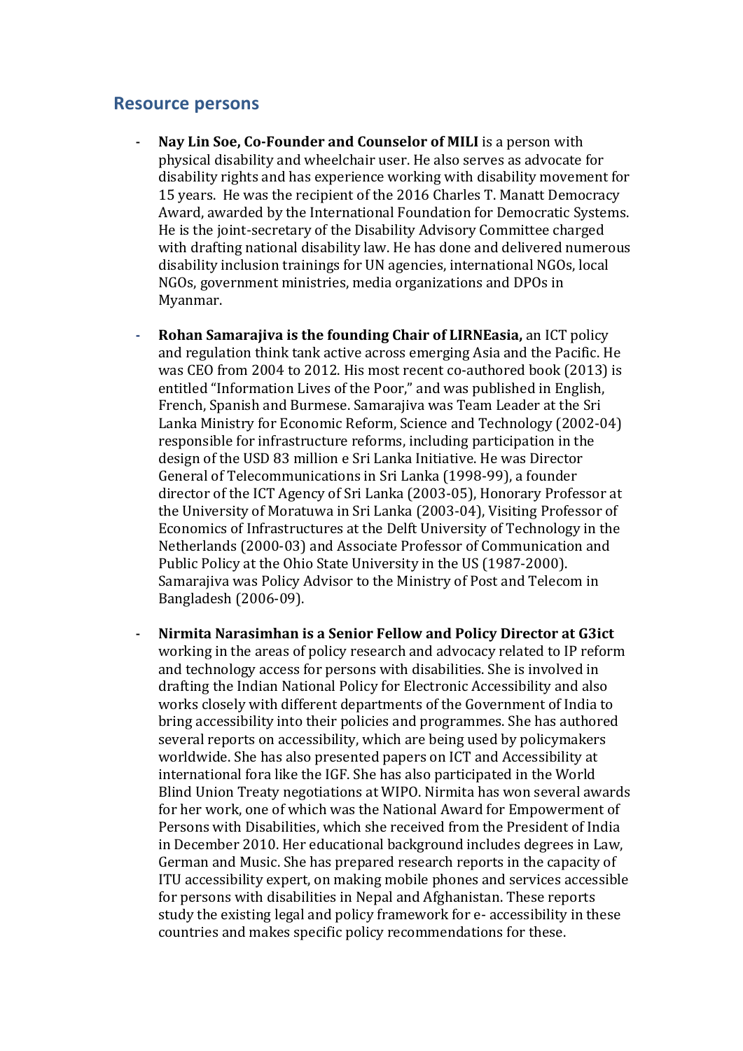## Resource persons

- **Nay Lin Soe, Co-Founder and Counselor of MILI** is a person with physical disability and wheelchair user. He also serves as advocate for disability rights and has experience working with disability movement for 15 years. He was the recipient of the 2016 Charles T. Manatt Democracy Award, awarded by the International Foundation for Democratic Systems. He is the joint-secretary of the Disability Advisory Committee charged with drafting national disability law. He has done and delivered numerous disability inclusion trainings for UN agencies, international NGOs, local NGOs, government ministries, media organizations and DPOs in Myanmar.

- **Rohan Samarajiva is the founding Chair of LIRNEasia,** an ICT policy and regulation think tank active across emerging Asia and the Pacific. He was CEO from 2004 to 2012. His most recent co-authored book (2013) is entitled "Information Lives of the Poor," and was published in English, French, Spanish and Burmese. Samarajiva was Team Leader at the Sri Lanka Ministry for Economic Reform, Science and Technology (2002-04) responsible for infrastructure reforms, including participation in the design of the USD 83 million e Sri Lanka Initiative. He was Director General of Telecommunications in Sri Lanka (1998-99), a founder director of the ICT Agency of Sri Lanka (2003-05), Honorary Professor at the University of Moratuwa in Sri Lanka (2003-04), Visiting Professor of Economics of Infrastructures at the Delft University of Technology in the Netherlands (2000-03) and Associate Professor of Communication and Public Policy at the Ohio State University in the US (1987-2000). Samarajiva was Policy Advisor to the Ministry of Post and Telecom in Bangladesh (2006-09).

- **Nirmita Narasimhan is a Senior Fellow and Policy Director at G3ict** working in the areas of policy research and advocacy related to IP reform and technology access for persons with disabilities. She is involved in drafting the Indian National Policy for Electronic Accessibility and also works closely with different departments of the Government of India to bring accessibility into their policies and programmes. She has authored several reports on accessibility, which are being used by policymakers worldwide. She has also presented papers on ICT and Accessibility at international fora like the IGF. She has also participated in the World Blind Union Treaty negotiations at WIPO. Nirmita has won several awards for her work, one of which was the National Award for Empowerment of Persons with Disabilities, which she received from the President of India in December 2010. Her educational background includes degrees in Law, German and Music. She has prepared research reports in the capacity of ITU accessibility expert, on making mobile phones and services accessible for persons with disabilities in Nepal and Afghanistan. These reports study the existing legal and policy framework for e- accessibility in these countries and makes specific policy recommendations for these.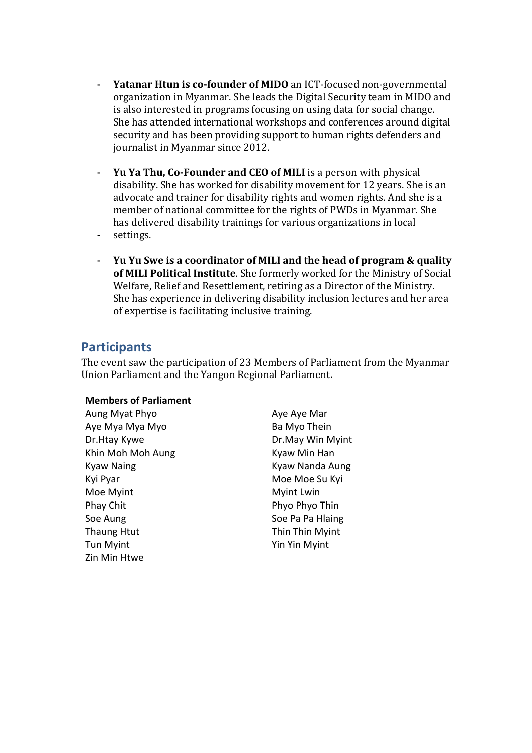- **Yatanar Htun is co-founder of MIDO** an ICT-focused non-governmental organization in Myanmar. She leads the Digital Security team in MIDO and is also interested in programs focusing on using data for social change. She has attended international workshops and conferences around digital security and has been providing support to human rights defenders and journalist in Myanmar since 2012.

- **Yu Ya Thu, Co-Founder and CEO of MILI** is a person with physical disability. She has worked for disability movement for 12 years. She is an advocate and trainer for disability rights and women rights. And she is a member of national committee for the rights of PWDs in Myanmar. She has delivered disability trainings for various organizations in local
- settings.

- **Yu Yu Swe is a coordinator of MILI and the head of program & quality of MILI Political Institute**. She formerly worked for the Ministry of Social Welfare, Relief and Resettlement, retiring as a Director of the Ministry. She has experience in delivering disability inclusion lectures and her area of expertise is facilitating inclusive training.

## Participants

The event saw the participation of 23 Members of Parliament from the Myanmar Union Parliament and the Yangon Regional Parliament.

**Members of Parliament**

| | |
|---|---|
| Aung Myat Phyo | Aye Aye Mar |
| Aye Mya Mya Myo | Ba Myo Thein |
| Dr.Htay Kywe | Dr.May Win Myint |
| Khin Moh Moh Aung | Kyaw Min Han |
| Kyaw Naing | Kyaw Nanda Aung |
| Kyi Pyar | Moe Moe Su Kyi |
| Moe Myint | Myint Lwin |
| Phay Chit | Phyo Phyo Thin |
| Soe Aung | Soe Pa Pa Hlaing |
| Thaung Htut | Thin Thin Myint |
| Tun Myint | Yin Yin Myint |
| Zin Min Htwe | |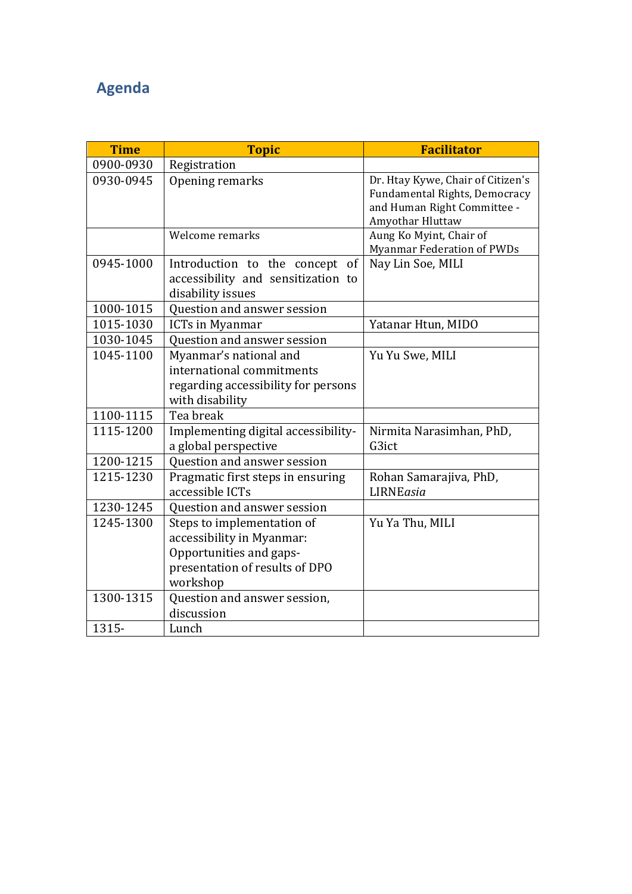## Agenda

| Time | Topic | Facilitator |
|---|---|---|
| 0900-0930 | Registration | |
| 0930-0945 | Opening remarks | Dr. Htay Kywe, Chair of Citizen's Fundamental Rights, Democracy and Human Right Committee - Amyothar Hluttaw |
| | Welcome remarks | Aung Ko Myint, Chair of Myanmar Federation of PWDs |
| 0945-1000 | Introduction to the concept of accessibility and sensitization to disability issues | Nay Lin Soe, MILI |
| 1000-1015 | Question and answer session | |
| 1015-1030 | ICTs in Myanmar | Yatanar Htun, MIDO |
| 1030-1045 | Question and answer session | |
| 1045-1100 | Myanmar's national and international commitments regarding accessibility for persons with disability | Yu Yu Swe, MILI |
| 1100-1115 | Tea break | |
| 1115-1200 | Implementing digital accessibility- a global perspective | Nirmita Narasimhan, PhD, G3ict |
| 1200-1215 | Question and answer session | |
| 1215-1230 | Pragmatic first steps in ensuring accessible ICTs | Rohan Samarajiva, PhD, LIRNE*asia* |
| 1230-1245 | Question and answer session | |
| 1245-1300 | Steps to implementation of accessibility in Myanmar: Opportunities and gaps- presentation of results of DPO workshop | Yu Ya Thu, MILI |
| 1300-1315 | Question and answer session, discussion | |
| 1315- | Lunch | |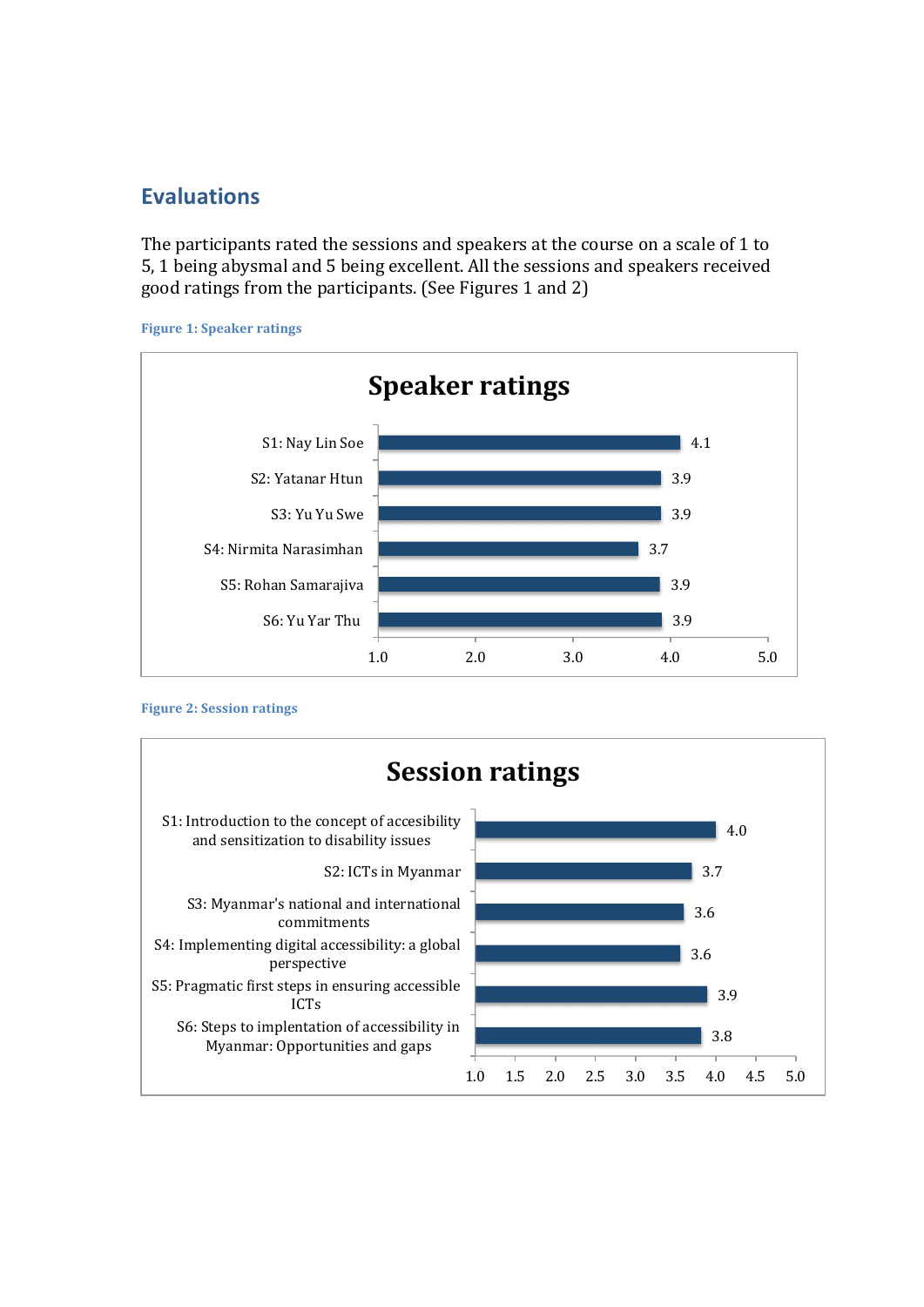## Evaluations

The participants rated the sessions and speakers at the course on a scale of 1 to 5, 1 being abysmal and 5 being excellent. All the sessions and speakers received good ratings from the participants. (See Figures 1 and 2)

**Figure 1: Speaker ratings**

Speaker ratings

S1: Nay Lin Soe 4.1
S2: Yatanar Htun 3.9
S3: Yu Yu Swe 3.9
S4: Nirmita Narasimhan 3.7
S5: Rohan Samarajiva 3.9
S6: Yu Yar Thu 3.9

1.0 2.0 3.0 4.0 5.0

**Figure 2: Session ratings**

Session ratings

S1: Introduction to the concept of accesibility and sensitization to disability issues 4.0
S2: ICTs in Myanmar 3.7
S3: Myanmar's national and international commitments 3.6
S4: Implementing digital accessibility: a global perspective 3.6
S5: Pragmatic first steps in ensuring accessible ICTs 3.9
S6: Steps to implentation of accessibility in Myanmar: Opportunities and gaps 3.8

1.0 1.5 2.0 2.5 3.0 3.5 4.0 4.5 5.0